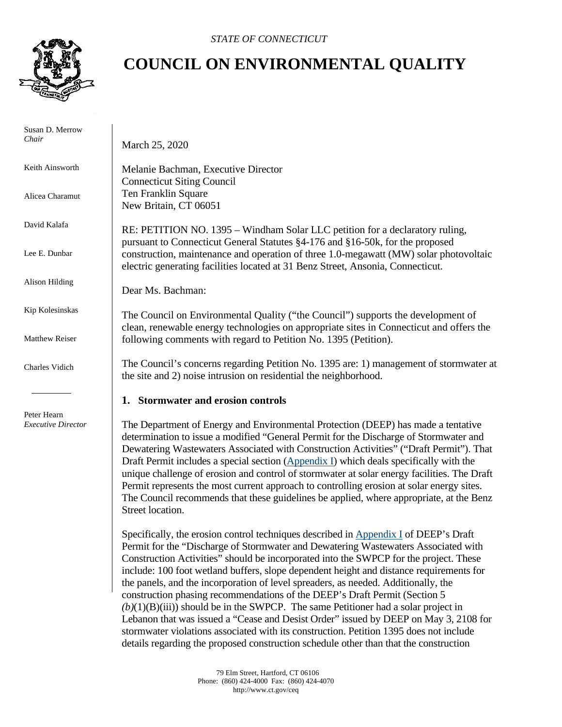*STATE OF CONNECTICUT*

# COUNCIL ON ENVIRONMENTAL QUALITY

Susan D. Merrow
*Chair*

Keith Ainsworth

Alicea Charamut

David Kalafa

Lee E. Dunbar

Alison Hilding

Kip Kolesinskas

Matthew Reiser

Charles Vidich

Peter Hearn
*Executive Director*

March 25, 2020

Melanie Bachman, Executive Director
Connecticut Siting Council
Ten Franklin Square
New Britain, CT 06051

RE: PETITION NO. 1395 – Windham Solar LLC petition for a declaratory ruling, pursuant to Connecticut General Statutes §4-176 and §16-50k, for the proposed construction, maintenance and operation of three 1.0-megawatt (MW) solar photovoltaic electric generating facilities located at 31 Benz Street, Ansonia, Connecticut.

Dear Ms. Bachman:

The Council on Environmental Quality ("the Council") supports the development of clean, renewable energy technologies on appropriate sites in Connecticut and offers the following comments with regard to Petition No. 1395 (Petition).

The Council's concerns regarding Petition No. 1395 are: 1) management of stormwater at the site and 2) noise intrusion on residential the neighborhood.

**1. Stormwater and erosion controls**

The Department of Energy and Environmental Protection (DEEP) has made a tentative determination to issue a modified "General Permit for the Discharge of Stormwater and Dewatering Wastewaters Associated with Construction Activities" ("Draft Permit"). That Draft Permit includes a special section (Appendix I) which deals specifically with the unique challenge of erosion and control of stormwater at solar energy facilities. The Draft Permit represents the most current approach to controlling erosion at solar energy sites. The Council recommends that these guidelines be applied, where appropriate, at the Benz Street location.

Specifically, the erosion control techniques described in Appendix I of DEEP's Draft Permit for the "Discharge of Stormwater and Dewatering Wastewaters Associated with Construction Activities" should be incorporated into the SWPCP for the project. These include: 100 foot wetland buffers, slope dependent height and distance requirements for the panels, and the incorporation of level spreaders, as needed. Additionally, the construction phasing recommendations of the DEEP's Draft Permit (Section 5 *(b)*(1)(B)(iii)) should be in the SWPCP. The same Petitioner had a solar project in Lebanon that was issued a "Cease and Desist Order" issued by DEEP on May 3, 2108 for stormwater violations associated with its construction. Petition 1395 does not include details regarding the proposed construction schedule other than that the construction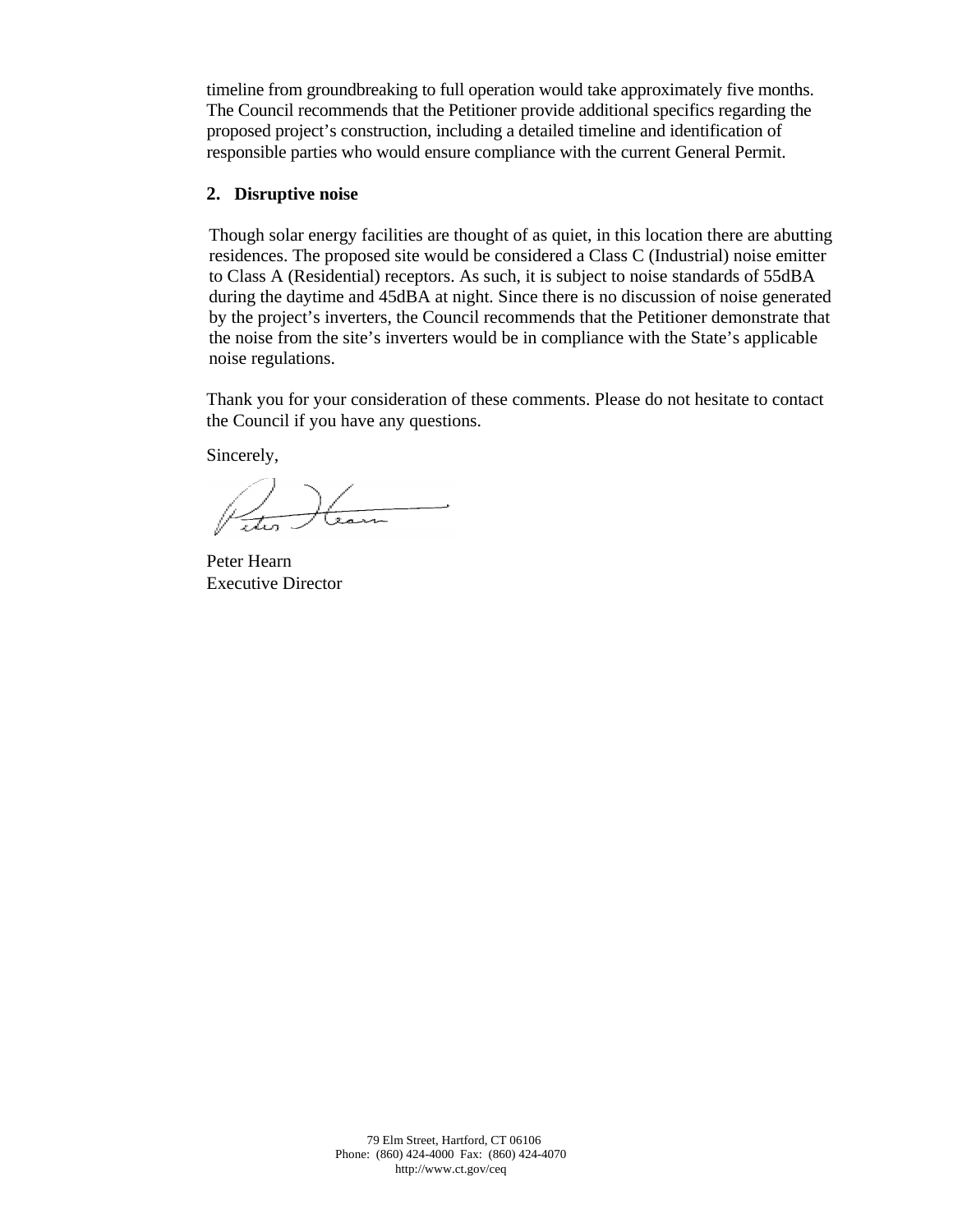timeline from groundbreaking to full operation would take approximately five months. The Council recommends that the Petitioner provide additional specifics regarding the proposed project's construction, including a detailed timeline and identification of responsible parties who would ensure compliance with the current General Permit.

**2. Disruptive noise**

Though solar energy facilities are thought of as quiet, in this location there are abutting residences. The proposed site would be considered a Class C (Industrial) noise emitter to Class A (Residential) receptors. As such, it is subject to noise standards of 55dBA during the daytime and 45dBA at night. Since there is no discussion of noise generated by the project's inverters, the Council recommends that the Petitioner demonstrate that the noise from the site's inverters would be in compliance with the State's applicable noise regulations.

Thank you for your consideration of these comments. Please do not hesitate to contact the Council if you have any questions.

Sincerely,

Peter Hearn
Executive Director

79 Elm Street, Hartford, CT 06106
Phone: (860) 424-4000 Fax: (860) 424-4070
http://www.ct.gov/ceq